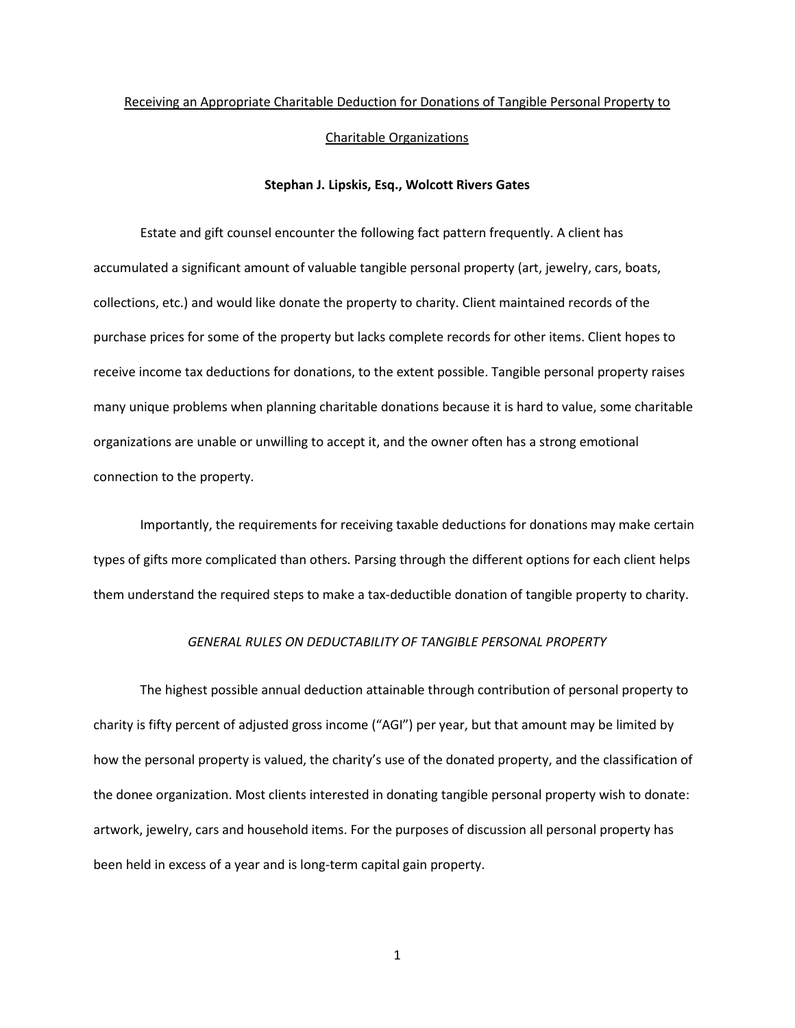# Receiving an Appropriate Charitable Deduction for Donations of Tangible Personal Property to Charitable Organizations

**Stephan J. Lipskis, Esq., Wolcott Rivers Gates**

Estate and gift counsel encounter the following fact pattern frequently. A client has accumulated a significant amount of valuable tangible personal property (art, jewelry, cars, boats, collections, etc.) and would like donate the property to charity. Client maintained records of the purchase prices for some of the property but lacks complete records for other items. Client hopes to receive income tax deductions for donations, to the extent possible. Tangible personal property raises many unique problems when planning charitable donations because it is hard to value, some charitable organizations are unable or unwilling to accept it, and the owner often has a strong emotional connection to the property.

Importantly, the requirements for receiving taxable deductions for donations may make certain types of gifts more complicated than others. Parsing through the different options for each client helps them understand the required steps to make a tax-deductible donation of tangible property to charity.

## *GENERAL RULES ON DEDUCTABILITY OF TANGIBLE PERSONAL PROPERTY*

The highest possible annual deduction attainable through contribution of personal property to charity is fifty percent of adjusted gross income ("AGI") per year, but that amount may be limited by how the personal property is valued, the charity's use of the donated property, and the classification of the donee organization. Most clients interested in donating tangible personal property wish to donate: artwork, jewelry, cars and household items. For the purposes of discussion all personal property has been held in excess of a year and is long-term capital gain property.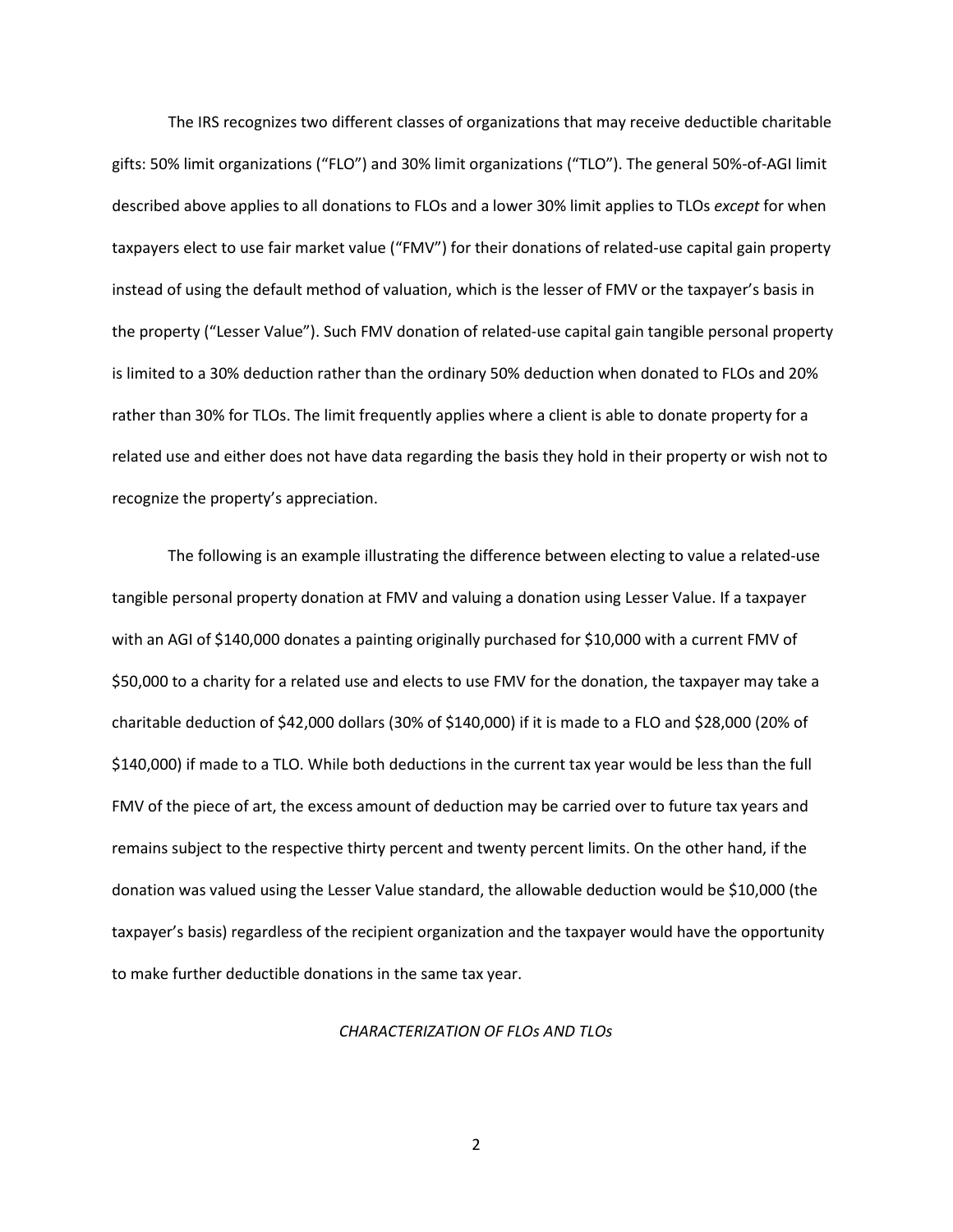The IRS recognizes two different classes of organizations that may receive deductible charitable gifts: 50% limit organizations ("FLO") and 30% limit organizations ("TLO"). The general 50%-of-AGI limit described above applies to all donations to FLOs and a lower 30% limit applies to TLOs *except* for when taxpayers elect to use fair market value ("FMV") for their donations of related-use capital gain property instead of using the default method of valuation, which is the lesser of FMV or the taxpayer's basis in the property ("Lesser Value"). Such FMV donation of related-use capital gain tangible personal property is limited to a 30% deduction rather than the ordinary 50% deduction when donated to FLOs and 20% rather than 30% for TLOs. The limit frequently applies where a client is able to donate property for a related use and either does not have data regarding the basis they hold in their property or wish not to recognize the property's appreciation.

The following is an example illustrating the difference between electing to value a related-use tangible personal property donation at FMV and valuing a donation using Lesser Value. If a taxpayer with an AGI of $140,000 donates a painting originally purchased for $10,000 with a current FMV of $50,000 to a charity for a related use and elects to use FMV for the donation, the taxpayer may take a charitable deduction of $42,000 dollars (30% of $140,000) if it is made to a FLO and $28,000 (20% of $140,000) if made to a TLO. While both deductions in the current tax year would be less than the full FMV of the piece of art, the excess amount of deduction may be carried over to future tax years and remains subject to the respective thirty percent and twenty percent limits. On the other hand, if the donation was valued using the Lesser Value standard, the allowable deduction would be $10,000 (the taxpayer's basis) regardless of the recipient organization and the taxpayer would have the opportunity to make further deductible donations in the same tax year.

*CHARACTERIZATION OF FLOs AND TLOs*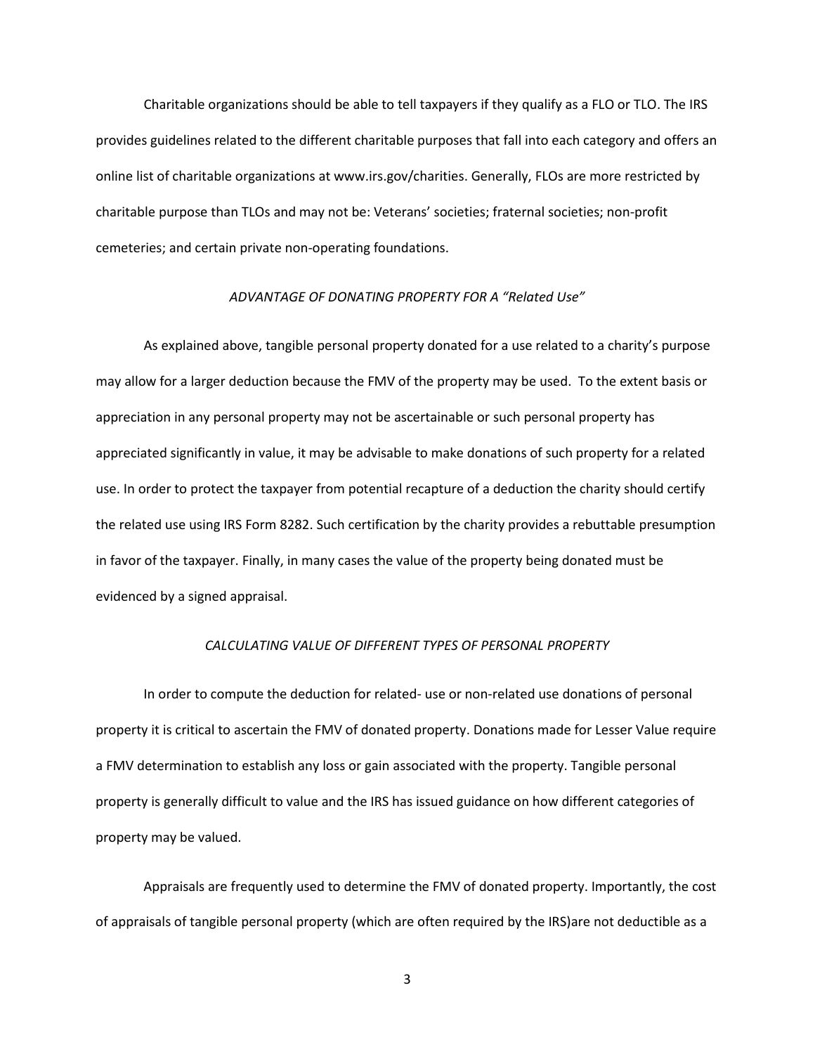Charitable organizations should be able to tell taxpayers if they qualify as a FLO or TLO. The IRS provides guidelines related to the different charitable purposes that fall into each category and offers an online list of charitable organizations at www.irs.gov/charities. Generally, FLOs are more restricted by charitable purpose than TLOs and may not be: Veterans' societies; fraternal societies; non-profit cemeteries; and certain private non-operating foundations.

### *ADVANTAGE OF DONATING PROPERTY FOR A "Related Use"*

As explained above, tangible personal property donated for a use related to a charity's purpose may allow for a larger deduction because the FMV of the property may be used. To the extent basis or appreciation in any personal property may not be ascertainable or such personal property has appreciated significantly in value, it may be advisable to make donations of such property for a related use. In order to protect the taxpayer from potential recapture of a deduction the charity should certify the related use using IRS Form 8282. Such certification by the charity provides a rebuttable presumption in favor of the taxpayer. Finally, in many cases the value of the property being donated must be evidenced by a signed appraisal.

### *CALCULATING VALUE OF DIFFERENT TYPES OF PERSONAL PROPERTY*

In order to compute the deduction for related- use or non-related use donations of personal property it is critical to ascertain the FMV of donated property. Donations made for Lesser Value require a FMV determination to establish any loss or gain associated with the property. Tangible personal property is generally difficult to value and the IRS has issued guidance on how different categories of property may be valued.

Appraisals are frequently used to determine the FMV of donated property. Importantly, the cost of appraisals of tangible personal property (which are often required by the IRS)are not deductible as a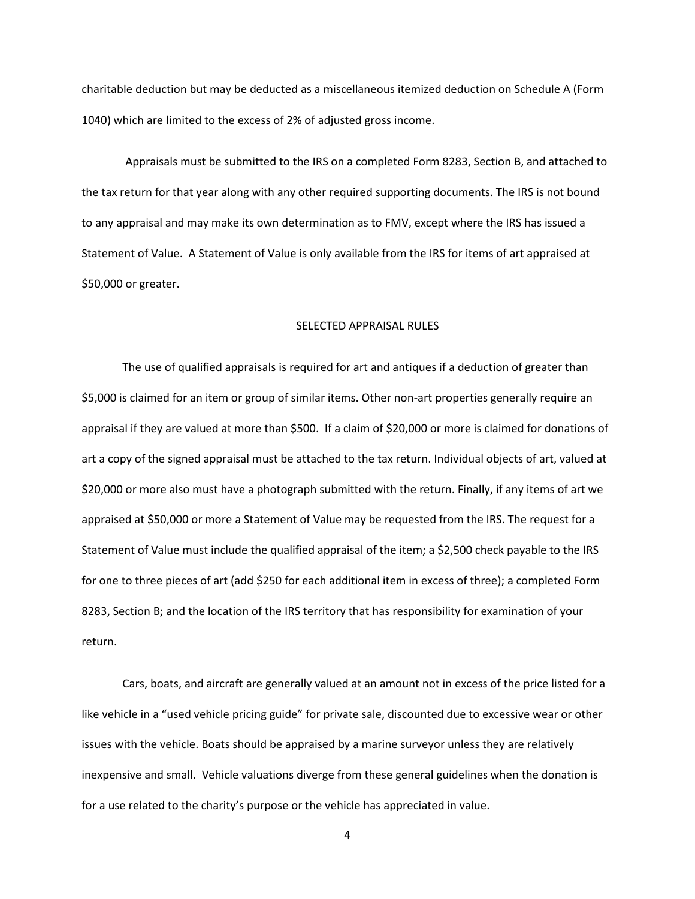charitable deduction but may be deducted as a miscellaneous itemized deduction on Schedule A (Form 1040) which are limited to the excess of 2% of adjusted gross income.

Appraisals must be submitted to the IRS on a completed Form 8283, Section B, and attached to the tax return for that year along with any other required supporting documents. The IRS is not bound to any appraisal and may make its own determination as to FMV, except where the IRS has issued a Statement of Value. A Statement of Value is only available from the IRS for items of art appraised at $50,000 or greater.

## SELECTED APPRAISAL RULES

The use of qualified appraisals is required for art and antiques if a deduction of greater than $5,000 is claimed for an item or group of similar items. Other non-art properties generally require an appraisal if they are valued at more than $500. If a claim of $20,000 or more is claimed for donations of art a copy of the signed appraisal must be attached to the tax return. Individual objects of art, valued at $20,000 or more also must have a photograph submitted with the return. Finally, if any items of art we appraised at $50,000 or more a Statement of Value may be requested from the IRS. The request for a Statement of Value must include the qualified appraisal of the item; a $2,500 check payable to the IRS for one to three pieces of art (add $250 for each additional item in excess of three); a completed Form 8283, Section B; and the location of the IRS territory that has responsibility for examination of your return.

Cars, boats, and aircraft are generally valued at an amount not in excess of the price listed for a like vehicle in a "used vehicle pricing guide" for private sale, discounted due to excessive wear or other issues with the vehicle. Boats should be appraised by a marine surveyor unless they are relatively inexpensive and small. Vehicle valuations diverge from these general guidelines when the donation is for a use related to the charity's purpose or the vehicle has appreciated in value.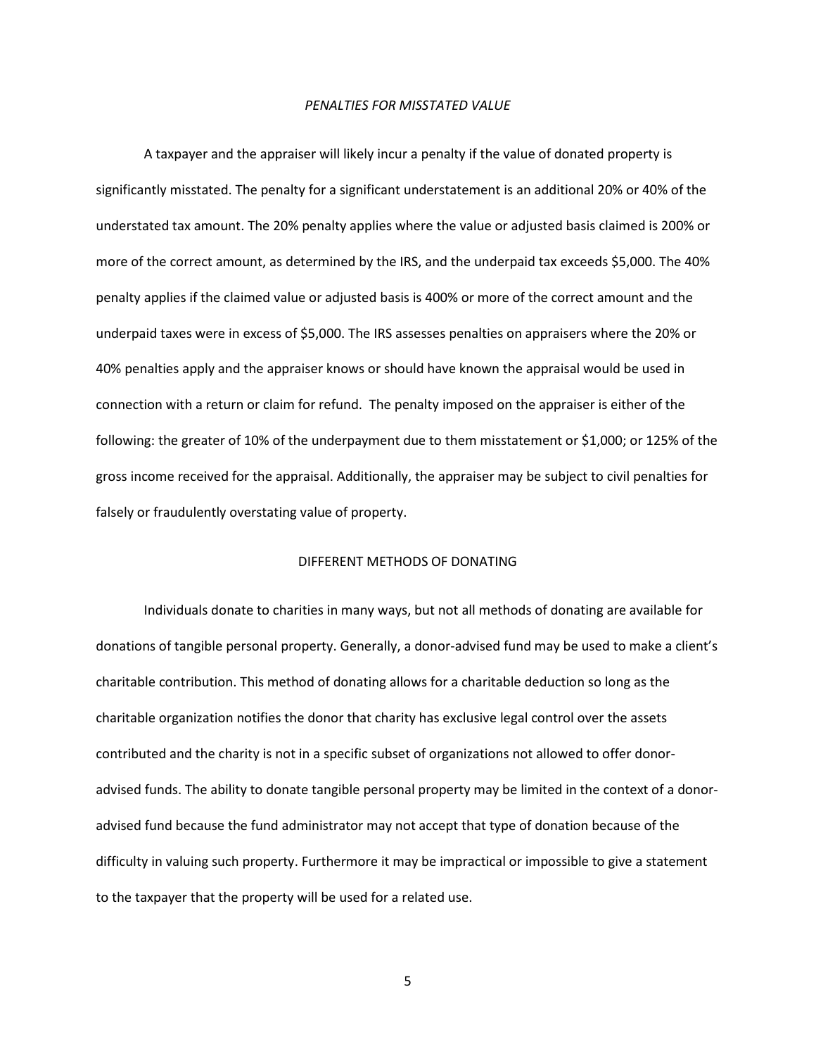## *PENALTIES FOR MISSTATED VALUE*

A taxpayer and the appraiser will likely incur a penalty if the value of donated property is significantly misstated. The penalty for a significant understatement is an additional 20% or 40% of the understated tax amount. The 20% penalty applies where the value or adjusted basis claimed is 200% or more of the correct amount, as determined by the IRS, and the underpaid tax exceeds $5,000. The 40% penalty applies if the claimed value or adjusted basis is 400% or more of the correct amount and the underpaid taxes were in excess of $5,000. The IRS assesses penalties on appraisers where the 20% or 40% penalties apply and the appraiser knows or should have known the appraisal would be used in connection with a return or claim for refund. The penalty imposed on the appraiser is either of the following: the greater of 10% of the underpayment due to them misstatement or $1,000; or 125% of the gross income received for the appraisal. Additionally, the appraiser may be subject to civil penalties for falsely or fraudulently overstating value of property.

## DIFFERENT METHODS OF DONATING

Individuals donate to charities in many ways, but not all methods of donating are available for donations of tangible personal property. Generally, a donor-advised fund may be used to make a client's charitable contribution. This method of donating allows for a charitable deduction so long as the charitable organization notifies the donor that charity has exclusive legal control over the assets contributed and the charity is not in a specific subset of organizations not allowed to offer donor-advised funds. The ability to donate tangible personal property may be limited in the context of a donor-advised fund because the fund administrator may not accept that type of donation because of the difficulty in valuing such property. Furthermore it may be impractical or impossible to give a statement to the taxpayer that the property will be used for a related use.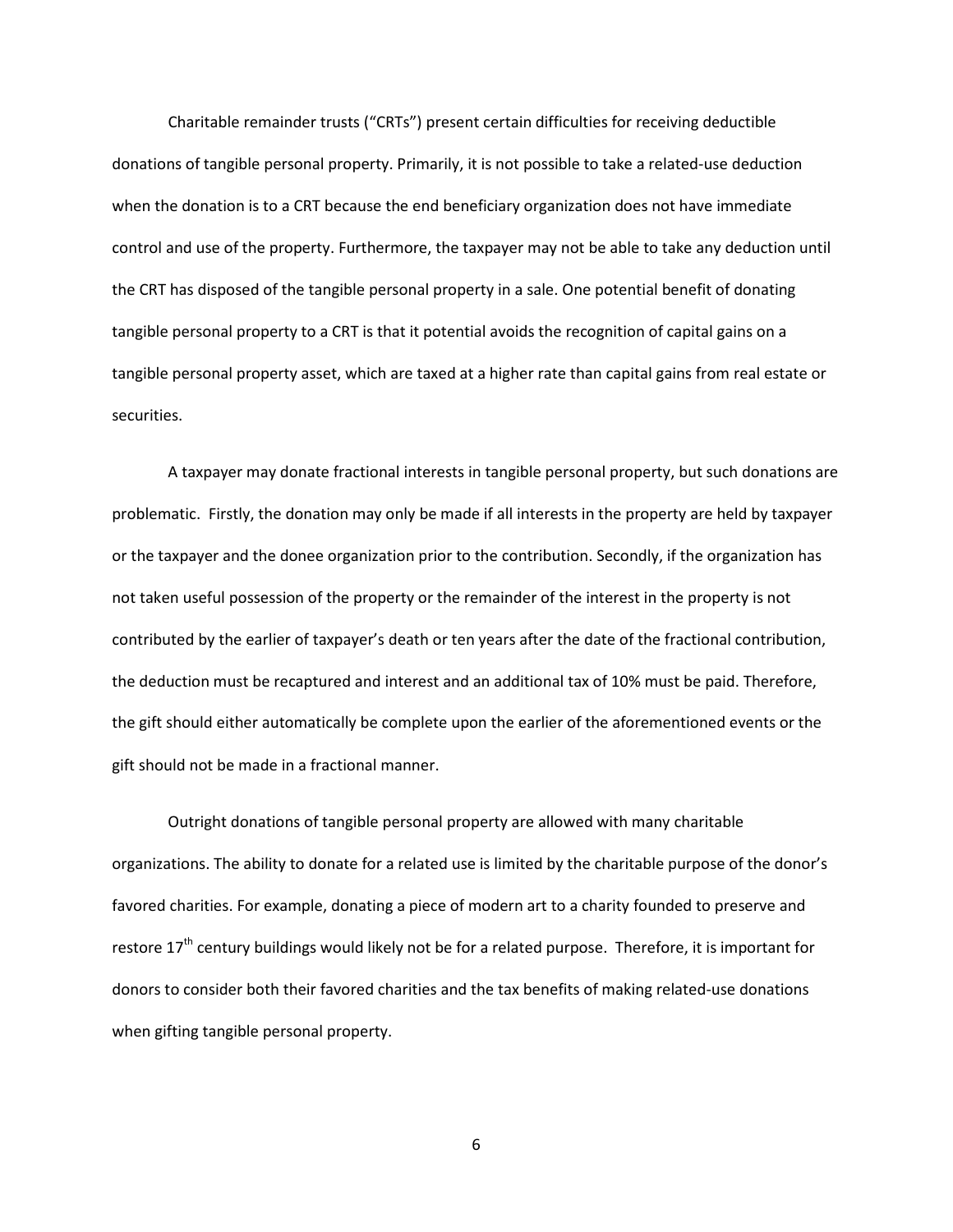Charitable remainder trusts ("CRTs") present certain difficulties for receiving deductible donations of tangible personal property. Primarily, it is not possible to take a related-use deduction when the donation is to a CRT because the end beneficiary organization does not have immediate control and use of the property. Furthermore, the taxpayer may not be able to take any deduction until the CRT has disposed of the tangible personal property in a sale. One potential benefit of donating tangible personal property to a CRT is that it potential avoids the recognition of capital gains on a tangible personal property asset, which are taxed at a higher rate than capital gains from real estate or securities.

A taxpayer may donate fractional interests in tangible personal property, but such donations are problematic. Firstly, the donation may only be made if all interests in the property are held by taxpayer or the taxpayer and the donee organization prior to the contribution. Secondly, if the organization has not taken useful possession of the property or the remainder of the interest in the property is not contributed by the earlier of taxpayer's death or ten years after the date of the fractional contribution, the deduction must be recaptured and interest and an additional tax of 10% must be paid. Therefore, the gift should either automatically be complete upon the earlier of the aforementioned events or the gift should not be made in a fractional manner.

Outright donations of tangible personal property are allowed with many charitable organizations. The ability to donate for a related use is limited by the charitable purpose of the donor's favored charities. For example, donating a piece of modern art to a charity founded to preserve and restore 17th century buildings would likely not be for a related purpose. Therefore, it is important for donors to consider both their favored charities and the tax benefits of making related-use donations when gifting tangible personal property.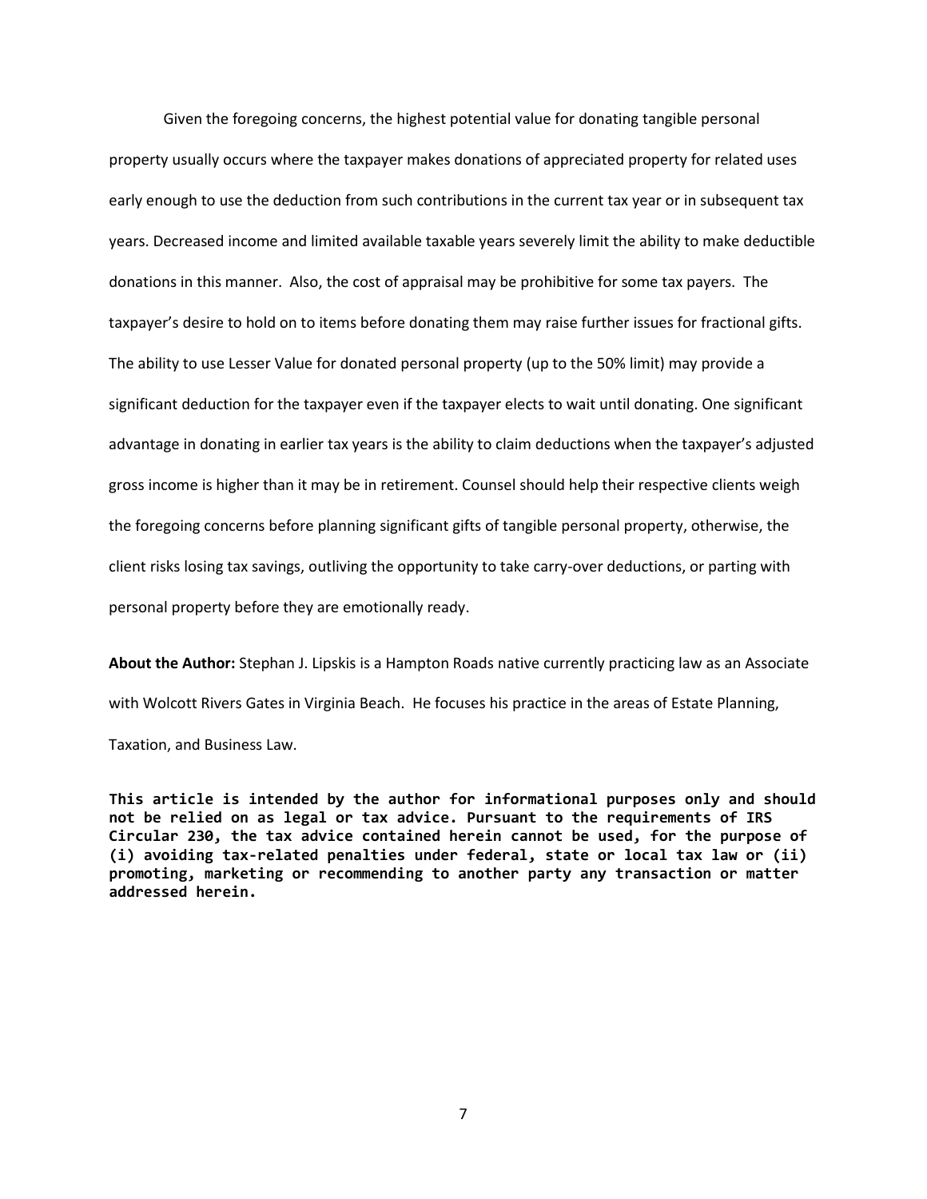Given the foregoing concerns, the highest potential value for donating tangible personal property usually occurs where the taxpayer makes donations of appreciated property for related uses early enough to use the deduction from such contributions in the current tax year or in subsequent tax years. Decreased income and limited available taxable years severely limit the ability to make deductible donations in this manner. Also, the cost of appraisal may be prohibitive for some tax payers. The taxpayer's desire to hold on to items before donating them may raise further issues for fractional gifts. The ability to use Lesser Value for donated personal property (up to the 50% limit) may provide a significant deduction for the taxpayer even if the taxpayer elects to wait until donating. One significant advantage in donating in earlier tax years is the ability to claim deductions when the taxpayer's adjusted gross income is higher than it may be in retirement. Counsel should help their respective clients weigh the foregoing concerns before planning significant gifts of tangible personal property, otherwise, the client risks losing tax savings, outliving the opportunity to take carry-over deductions, or parting with personal property before they are emotionally ready.

**About the Author:** Stephan J. Lipskis is a Hampton Roads native currently practicing law as an Associate with Wolcott Rivers Gates in Virginia Beach. He focuses his practice in the areas of Estate Planning, Taxation, and Business Law.

**This article is intended by the author for informational purposes only and should not be relied on as legal or tax advice. Pursuant to the requirements of IRS Circular 230, the tax advice contained herein cannot be used, for the purpose of (i) avoiding tax-related penalties under federal, state or local tax law or (ii) promoting, marketing or recommending to another party any transaction or matter addressed herein.**